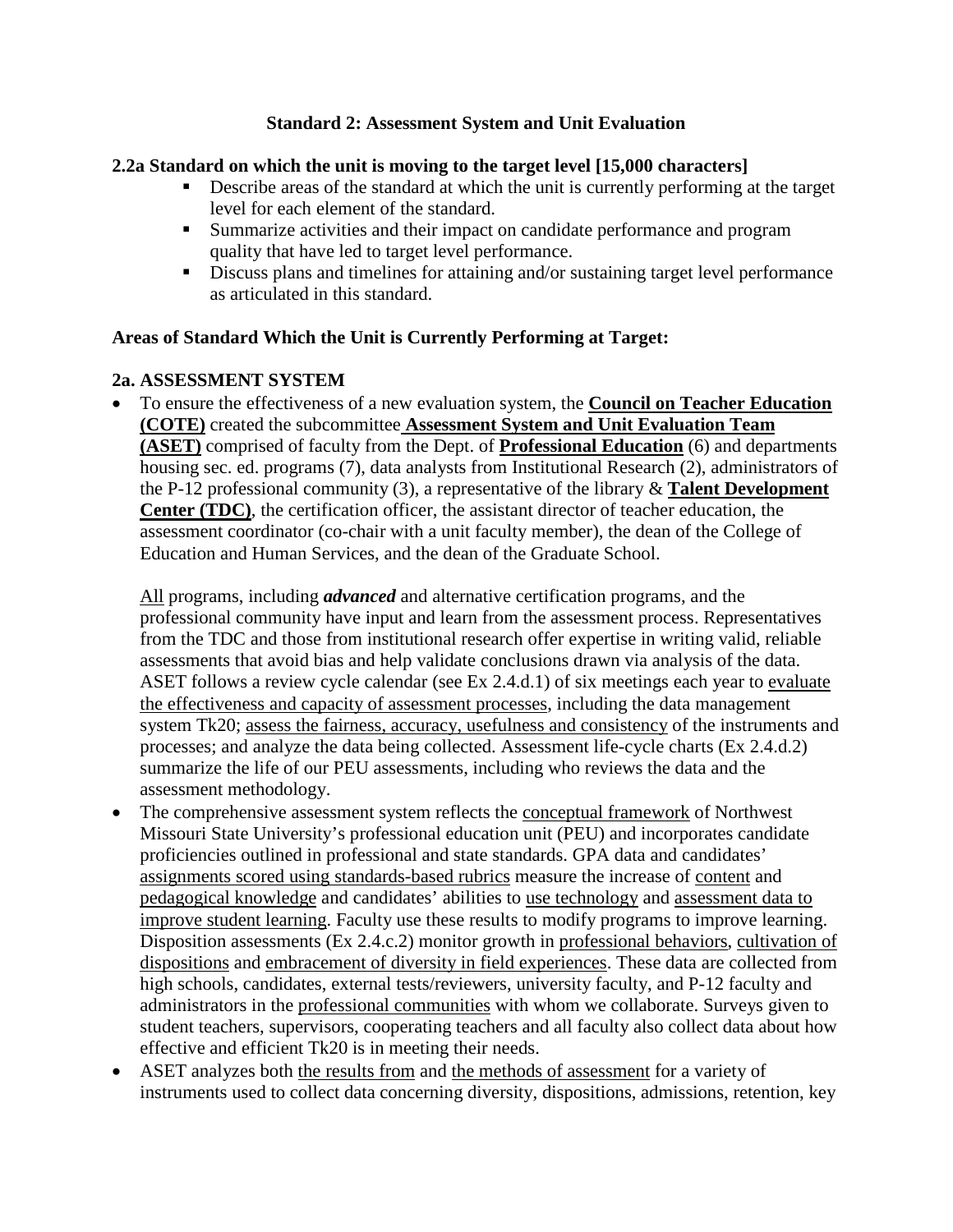### Standard 2: Assessment System and Unit Evaluation

**2.2a Standard on which the unit is moving to the target level [15,000 characters]**

- Describe areas of the standard at which the unit is currently performing at the target level for each element of the standard.
- Summarize activities and their impact on candidate performance and program quality that have led to target level performance.
- Discuss plans and timelines for attaining and/or sustaining target level performance as articulated in this standard.

**Areas of Standard Which the Unit is Currently Performing at Target:**

**2a. ASSESSMENT SYSTEM**

- To ensure the effectiveness of a new evaluation system, the **Council on Teacher Education (COTE)** created the subcommittee **Assessment System and Unit Evaluation Team (ASET)** comprised of faculty from the Dept. of **Professional Education** (6) and departments housing sec. ed. programs (7), data analysts from Institutional Research (2), administrators of the P-12 professional community (3), a representative of the library & **Talent Development Center (TDC)**, the certification officer, the assistant director of teacher education, the assessment coordinator (co-chair with a unit faculty member), the dean of the College of Education and Human Services, and the dean of the Graduate School.

  All programs, including ***advanced*** and alternative certification programs, and the professional community have input and learn from the assessment process. Representatives from the TDC and those from institutional research offer expertise in writing valid, reliable assessments that avoid bias and help validate conclusions drawn via analysis of the data. ASET follows a review cycle calendar (see Ex 2.4.d.1) of six meetings each year to evaluate the effectiveness and capacity of assessment processes, including the data management system Tk20; assess the fairness, accuracy, usefulness and consistency of the instruments and processes; and analyze the data being collected. Assessment life-cycle charts (Ex 2.4.d.2) summarize the life of our PEU assessments, including who reviews the data and the assessment methodology.

- The comprehensive assessment system reflects the conceptual framework of Northwest Missouri State University's professional education unit (PEU) and incorporates candidate proficiencies outlined in professional and state standards. GPA data and candidates' assignments scored using standards-based rubrics measure the increase of content and pedagogical knowledge and candidates' abilities to use technology and assessment data to improve student learning. Faculty use these results to modify programs to improve learning. Disposition assessments (Ex 2.4.c.2) monitor growth in professional behaviors, cultivation of dispositions and embracement of diversity in field experiences. These data are collected from high schools, candidates, external tests/reviewers, university faculty, and P-12 faculty and administrators in the professional communities with whom we collaborate. Surveys given to student teachers, supervisors, cooperating teachers and all faculty also collect data about how effective and efficient Tk20 is in meeting their needs.
- ASET analyzes both the results from and the methods of assessment for a variety of instruments used to collect data concerning diversity, dispositions, admissions, retention, key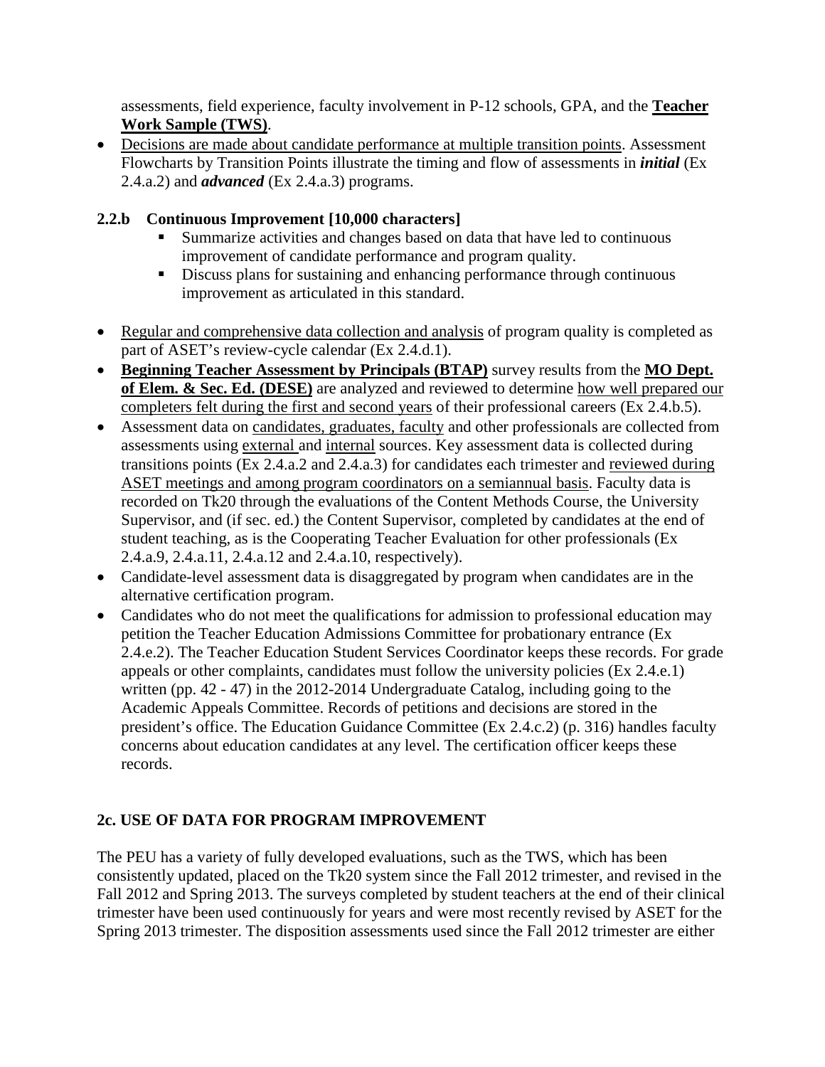assessments, field experience, faculty involvement in P-12 schools, GPA, and the **Teacher Work Sample (TWS)**.

- Decisions are made about candidate performance at multiple transition points. Assessment Flowcharts by Transition Points illustrate the timing and flow of assessments in ***initial*** (Ex 2.4.a.2) and ***advanced*** (Ex 2.4.a.3) programs.

### 2.2.b Continuous Improvement [10,000 characters]

- Summarize activities and changes based on data that have led to continuous improvement of candidate performance and program quality.
- Discuss plans for sustaining and enhancing performance through continuous improvement as articulated in this standard.

- Regular and comprehensive data collection and analysis of program quality is completed as part of ASET's review-cycle calendar (Ex 2.4.d.1).
- **Beginning Teacher Assessment by Principals (BTAP)** survey results from the **MO Dept. of Elem. & Sec. Ed. (DESE)** are analyzed and reviewed to determine how well prepared our completers felt during the first and second years of their professional careers (Ex 2.4.b.5).
- Assessment data on candidates, graduates, faculty and other professionals are collected from assessments using external and internal sources. Key assessment data is collected during transitions points (Ex 2.4.a.2 and 2.4.a.3) for candidates each trimester and reviewed during ASET meetings and among program coordinators on a semiannual basis. Faculty data is recorded on Tk20 through the evaluations of the Content Methods Course, the University Supervisor, and (if sec. ed.) the Content Supervisor, completed by candidates at the end of student teaching, as is the Cooperating Teacher Evaluation for other professionals (Ex 2.4.a.9, 2.4.a.11, 2.4.a.12 and 2.4.a.10, respectively).
- Candidate-level assessment data is disaggregated by program when candidates are in the alternative certification program.
- Candidates who do not meet the qualifications for admission to professional education may petition the Teacher Education Admissions Committee for probationary entrance (Ex 2.4.e.2). The Teacher Education Student Services Coordinator keeps these records. For grade appeals or other complaints, candidates must follow the university policies (Ex 2.4.e.1) written (pp. 42 - 47) in the 2012-2014 Undergraduate Catalog, including going to the Academic Appeals Committee. Records of petitions and decisions are stored in the president's office. The Education Guidance Committee (Ex 2.4.c.2) (p. 316) handles faculty concerns about education candidates at any level. The certification officer keeps these records.

## 2c. USE OF DATA FOR PROGRAM IMPROVEMENT

The PEU has a variety of fully developed evaluations, such as the TWS, which has been consistently updated, placed on the Tk20 system since the Fall 2012 trimester, and revised in the Fall 2012 and Spring 2013. The surveys completed by student teachers at the end of their clinical trimester have been used continuously for years and were most recently revised by ASET for the Spring 2013 trimester. The disposition assessments used since the Fall 2012 trimester are either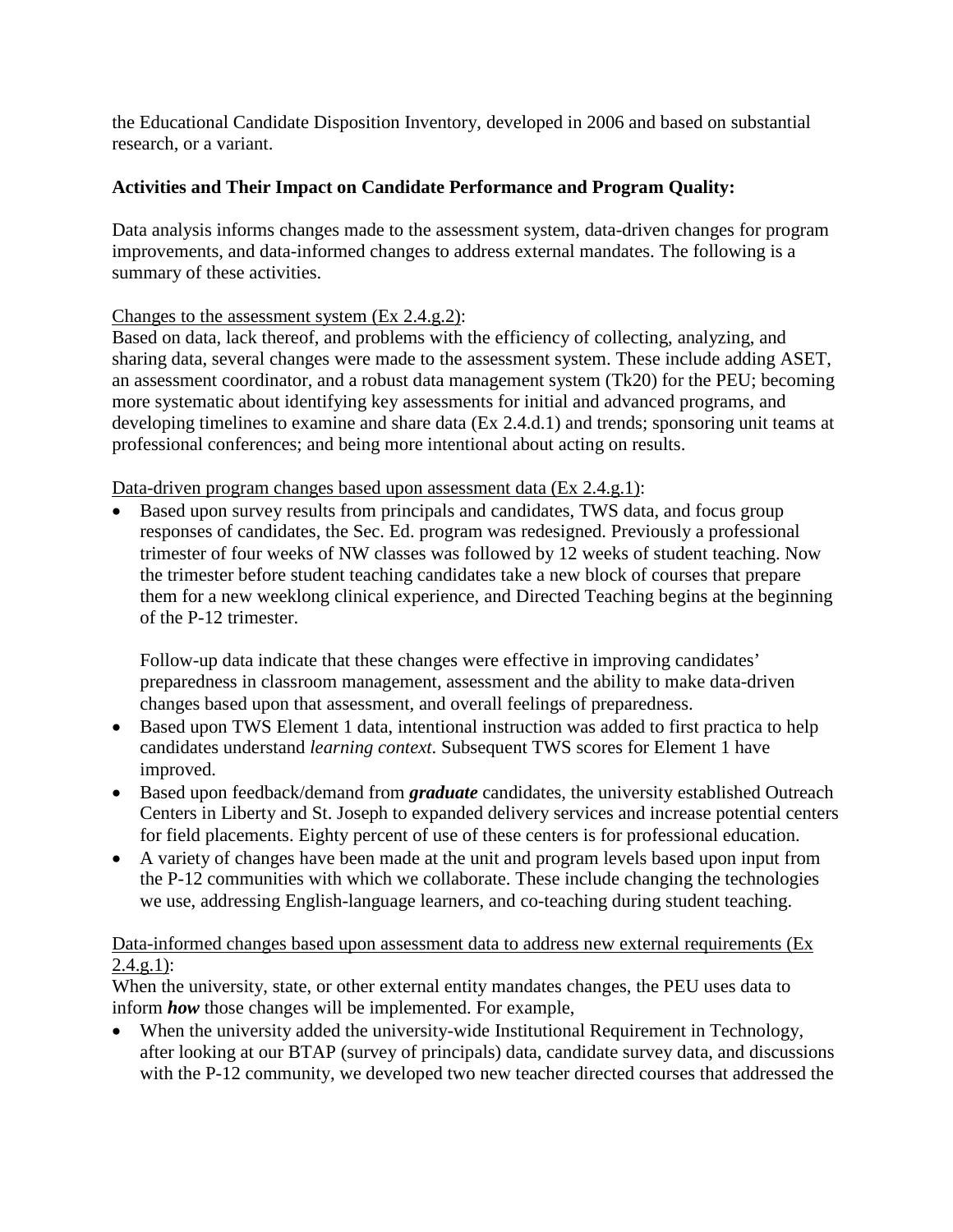the Educational Candidate Disposition Inventory, developed in 2006 and based on substantial research, or a variant.

**Activities and Their Impact on Candidate Performance and Program Quality:**

Data analysis informs changes made to the assessment system, data-driven changes for program improvements, and data-informed changes to address external mandates. The following is a summary of these activities.

<u>Changes to the assessment system (Ex 2.4.g.2)</u>:
Based on data, lack thereof, and problems with the efficiency of collecting, analyzing, and sharing data, several changes were made to the assessment system. These include adding ASET, an assessment coordinator, and a robust data management system (Tk20) for the PEU; becoming more systematic about identifying key assessments for initial and advanced programs, and developing timelines to examine and share data (Ex 2.4.d.1) and trends; sponsoring unit teams at professional conferences; and being more intentional about acting on results.

<u>Data-driven program changes based upon assessment data (Ex 2.4.g.1)</u>:

- Based upon survey results from principals and candidates, TWS data, and focus group responses of candidates, the Sec. Ed. program was redesigned. Previously a professional trimester of four weeks of NW classes was followed by 12 weeks of student teaching. Now the trimester before student teaching candidates take a new block of courses that prepare them for a new weeklong clinical experience, and Directed Teaching begins at the beginning of the P-12 trimester.

  Follow-up data indicate that these changes were effective in improving candidates' preparedness in classroom management, assessment and the ability to make data-driven changes based upon that assessment, and overall feelings of preparedness.
- Based upon TWS Element 1 data, intentional instruction was added to first practica to help candidates understand *learning context*. Subsequent TWS scores for Element 1 have improved.
- Based upon feedback/demand from ***graduate*** candidates, the university established Outreach Centers in Liberty and St. Joseph to expanded delivery services and increase potential centers for field placements. Eighty percent of use of these centers is for professional education.
- A variety of changes have been made at the unit and program levels based upon input from the P-12 communities with which we collaborate. These include changing the technologies we use, addressing English-language learners, and co-teaching during student teaching.

<u>Data-informed changes based upon assessment data to address new external requirements (Ex 2.4.g.1)</u>:
When the university, state, or other external entity mandates changes, the PEU uses data to inform ***how*** those changes will be implemented. For example,

- When the university added the university-wide Institutional Requirement in Technology, after looking at our BTAP (survey of principals) data, candidate survey data, and discussions with the P-12 community, we developed two new teacher directed courses that addressed the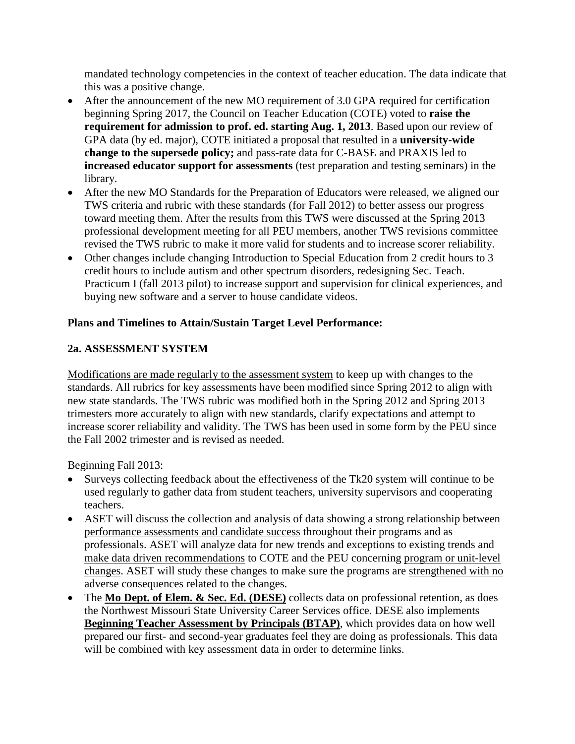mandated technology competencies in the context of teacher education. The data indicate that this was a positive change.

- After the announcement of the new MO requirement of 3.0 GPA required for certification beginning Spring 2017, the Council on Teacher Education (COTE) voted to **raise the requirement for admission to prof. ed. starting Aug. 1, 2013**. Based upon our review of GPA data (by ed. major), COTE initiated a proposal that resulted in a **university-wide change to the supersede policy;** and pass-rate data for C-BASE and PRAXIS led to **increased educator support for assessments** (test preparation and testing seminars) in the library.
- After the new MO Standards for the Preparation of Educators were released, we aligned our TWS criteria and rubric with these standards (for Fall 2012) to better assess our progress toward meeting them. After the results from this TWS were discussed at the Spring 2013 professional development meeting for all PEU members, another TWS revisions committee revised the TWS rubric to make it more valid for students and to increase scorer reliability.
- Other changes include changing Introduction to Special Education from 2 credit hours to 3 credit hours to include autism and other spectrum disorders, redesigning Sec. Teach. Practicum I (fall 2013 pilot) to increase support and supervision for clinical experiences, and buying new software and a server to house candidate videos.

**Plans and Timelines to Attain/Sustain Target Level Performance:**

**2a. ASSESSMENT SYSTEM**

<u>Modifications are made regularly to the assessment system</u> to keep up with changes to the standards. All rubrics for key assessments have been modified since Spring 2012 to align with new state standards. The TWS rubric was modified both in the Spring 2012 and Spring 2013 trimesters more accurately to align with new standards, clarify expectations and attempt to increase scorer reliability and validity. The TWS has been used in some form by the PEU since the Fall 2002 trimester and is revised as needed.

Beginning Fall 2013:

- Surveys collecting feedback about the effectiveness of the Tk20 system will continue to be used regularly to gather data from student teachers, university supervisors and cooperating teachers.
- ASET will discuss the collection and analysis of data showing a strong relationship <u>between performance assessments and candidate success</u> throughout their programs and as professionals. ASET will analyze data for new trends and exceptions to existing trends and <u>make data driven recommendations</u> to COTE and the PEU concerning <u>program or unit-level changes</u>. ASET will study these changes to make sure the programs are <u>strengthened with no adverse consequences</u> related to the changes.
- The **<u>Mo Dept. of Elem. & Sec. Ed. (DESE)</u>** collects data on professional retention, as does the Northwest Missouri State University Career Services office. DESE also implements **<u>Beginning Teacher Assessment by Principals (BTAP)</u>**, which provides data on how well prepared our first- and second-year graduates feel they are doing as professionals. This data will be combined with key assessment data in order to determine links.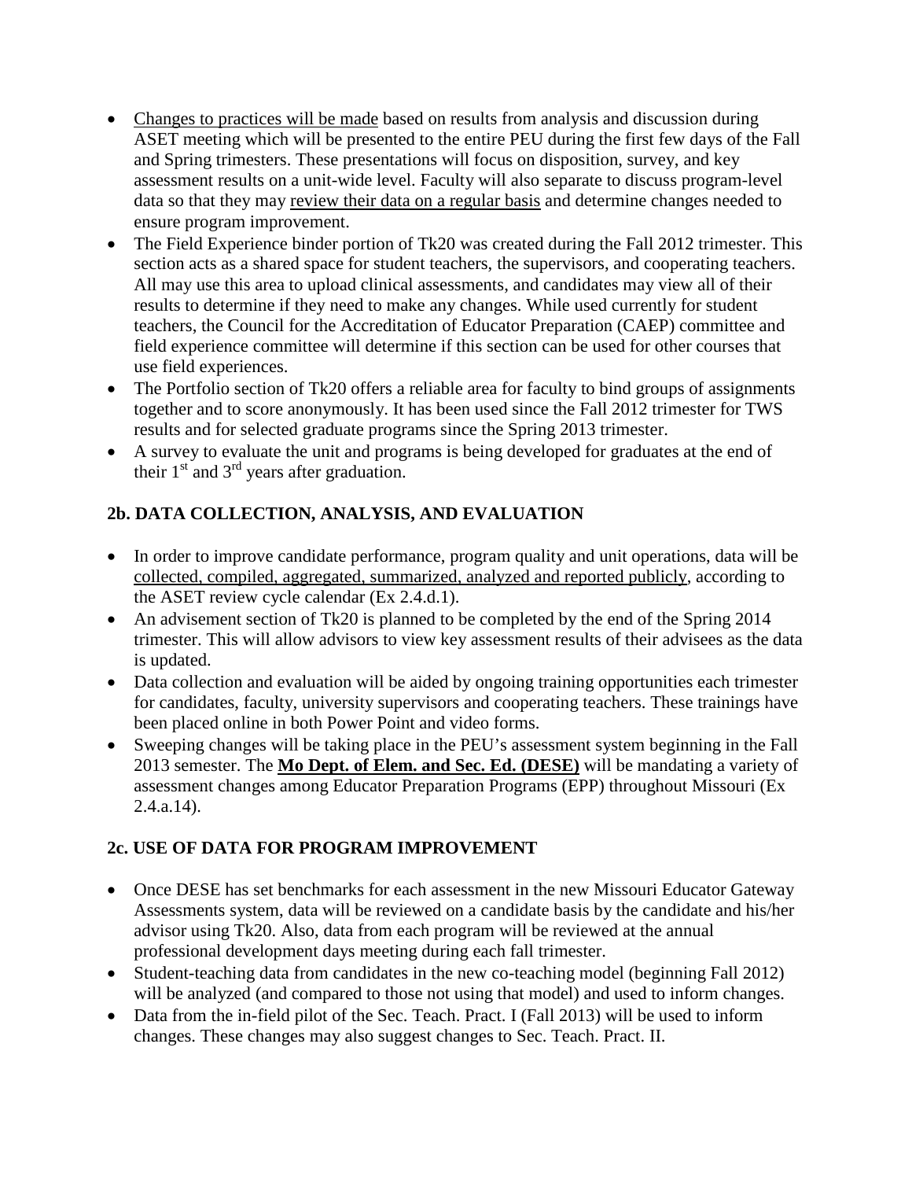- Changes to practices will be made based on results from analysis and discussion during ASET meeting which will be presented to the entire PEU during the first few days of the Fall and Spring trimesters. These presentations will focus on disposition, survey, and key assessment results on a unit-wide level. Faculty will also separate to discuss program-level data so that they may review their data on a regular basis and determine changes needed to ensure program improvement.
- The Field Experience binder portion of Tk20 was created during the Fall 2012 trimester. This section acts as a shared space for student teachers, the supervisors, and cooperating teachers. All may use this area to upload clinical assessments, and candidates may view all of their results to determine if they need to make any changes. While used currently for student teachers, the Council for the Accreditation of Educator Preparation (CAEP) committee and field experience committee will determine if this section can be used for other courses that use field experiences.
- The Portfolio section of Tk20 offers a reliable area for faculty to bind groups of assignments together and to score anonymously. It has been used since the Fall 2012 trimester for TWS results and for selected graduate programs since the Spring 2013 trimester.
- A survey to evaluate the unit and programs is being developed for graduates at the end of their 1st and 3rd years after graduation.

## 2b. DATA COLLECTION, ANALYSIS, AND EVALUATION

- In order to improve candidate performance, program quality and unit operations, data will be collected, compiled, aggregated, summarized, analyzed and reported publicly, according to the ASET review cycle calendar (Ex 2.4.d.1).
- An advisement section of Tk20 is planned to be completed by the end of the Spring 2014 trimester. This will allow advisors to view key assessment results of their advisees as the data is updated.
- Data collection and evaluation will be aided by ongoing training opportunities each trimester for candidates, faculty, university supervisors and cooperating teachers. These trainings have been placed online in both Power Point and video forms.
- Sweeping changes will be taking place in the PEU's assessment system beginning in the Fall 2013 semester. The **Mo Dept. of Elem. and Sec. Ed. (DESE)** will be mandating a variety of assessment changes among Educator Preparation Programs (EPP) throughout Missouri (Ex 2.4.a.14).

## 2c. USE OF DATA FOR PROGRAM IMPROVEMENT

- Once DESE has set benchmarks for each assessment in the new Missouri Educator Gateway Assessments system, data will be reviewed on a candidate basis by the candidate and his/her advisor using Tk20. Also, data from each program will be reviewed at the annual professional development days meeting during each fall trimester.
- Student-teaching data from candidates in the new co-teaching model (beginning Fall 2012) will be analyzed (and compared to those not using that model) and used to inform changes.
- Data from the in-field pilot of the Sec. Teach. Pract. I (Fall 2013) will be used to inform changes. These changes may also suggest changes to Sec. Teach. Pract. II.